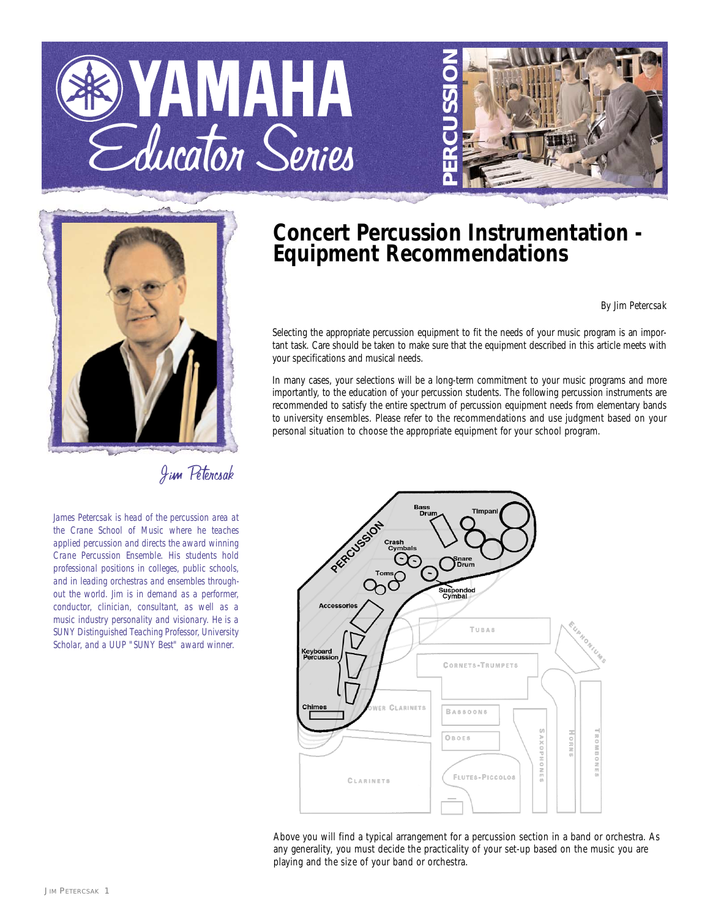# YAMAHA Educator Series

PERCUSSION

## Concert Percussion Instrumentation - Equipment Recommendations

By Jim Petercsak

Selecting the appropriate percussion equipment to fit the needs of your music program is an important task. Care should be taken to make sure that the equipment described in this article meets with your specifications and musical needs.

In many cases, your selections will be a long-term commitment to your music programs and more importantly, to the education of your percussion students. The following percussion instruments are recommended to satisfy the entire spectrum of percussion equipment needs from elementary bands to university ensembles. Please refer to the recommendations and use judgment based on your personal situation to choose the appropriate equipment for your school program.

Jim Petercsak

*James Petercsak is head of the percussion area at the Crane School of Music where he teaches applied percussion and directs the award winning Crane Percussion Ensemble. His students hold professional positions in colleges, public schools, and in leading orchestras and ensembles throughout the world. Jim is in demand as a performer, conductor, clinician, consultant, as well as a music industry personality and visionary. He is a SUNY Distinguished Teaching Professor, University Scholar, and a UUP "SUNY Best" award winner.*

Above you will find a typical arrangement for a percussion section in a band or orchestra. As any generality, you must decide the practicality of your set-up based on the music you are playing and the size of your band or orchestra.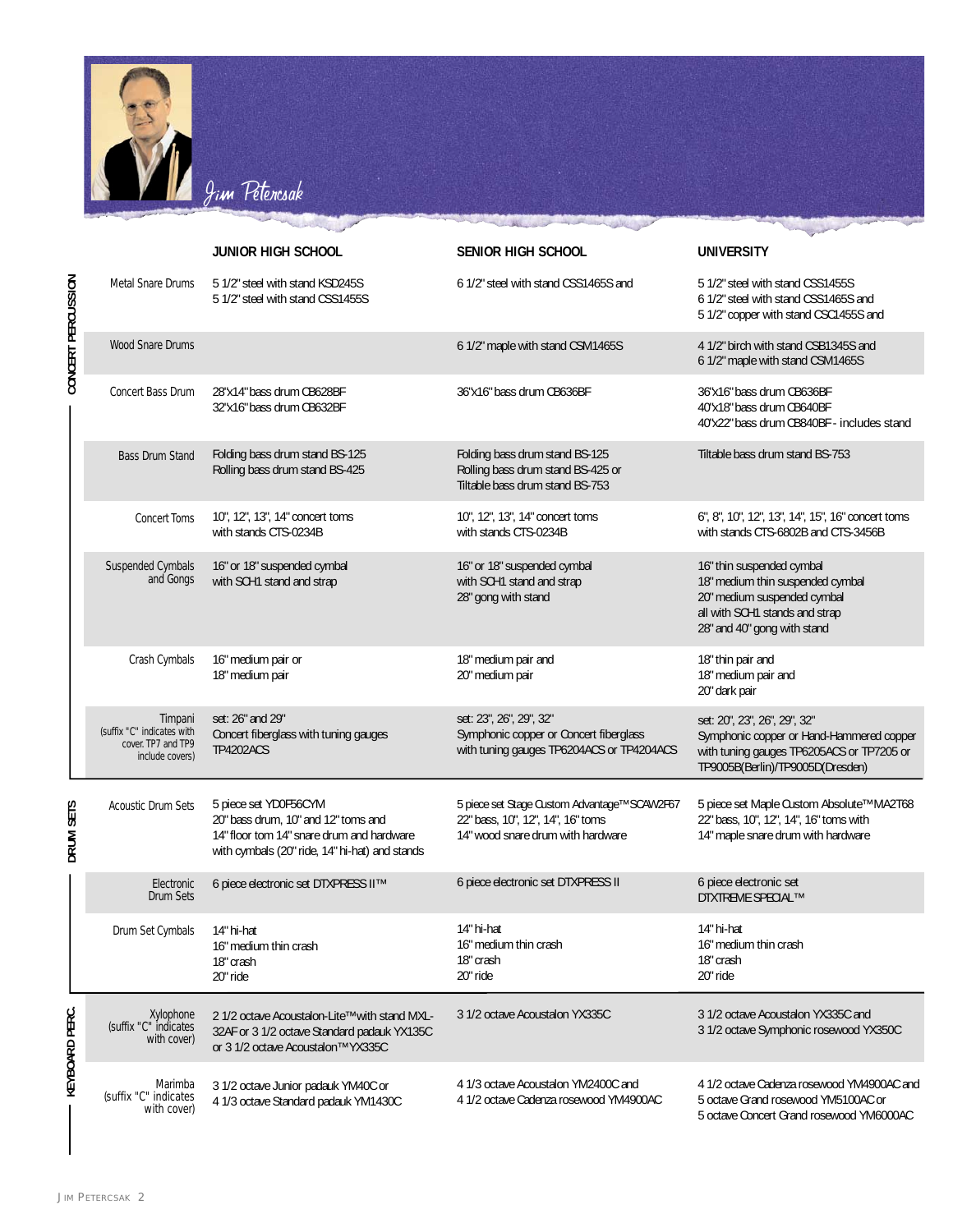Jim Petercsak

| | | JUNIOR HIGH SCHOOL | SENIOR HIGH SCHOOL | UNIVERSITY |
|---|---|---|---|---|
| CONCERT PERCUSSION | Metal Snare Drums | 5 1/2" steel with stand KSD245S<br>5 1/2" steel with stand CSS1455S | 6 1/2" steel with stand CSS1465S and | 5 1/2" steel with stand CSS1455S<br>6 1/2" steel with stand CSS1465S and<br>5 1/2" copper with stand CSC1455S and |
| | Wood Snare Drums | | 6 1/2" maple with stand CSM1465S | 4 1/2" birch with stand CSB1345S and<br>6 1/2" maple with stand CSM1465S |
| | Concert Bass Drum | 28"x14" bass drum CB628BF<br>32"x16" bass drum CB632BF | 36"x16" bass drum CB636BF | 36"x16" bass drum CB636BF<br>40"x18" bass drum CB640BF<br>40"x22" bass drum CB840BF - includes stand |
| | Bass Drum Stand | Folding bass drum stand BS-125<br>Rolling bass drum stand BS-425 | Folding bass drum stand BS-125<br>Rolling bass drum stand BS-425 or<br>Tiltable bass drum stand BS-753 | Tiltable bass drum stand BS-753 |
| | Concert Toms | 10", 12", 13", 14" concert toms<br>with stands CTS-0234B | 10", 12", 13", 14" concert toms<br>with stands CTS-0234B | 6", 8", 10", 12", 13", 14", 15", 16" concert toms<br>with stands CTS-6802B and CTS-3456B |
| | Suspended Cymbals and Gongs | 16" or 18" suspended cymbal<br>with SCH1 stand and strap | 16" or 18" suspended cymbal<br>with SCH1 stand and strap<br>28" gong with stand | 16" thin suspended cymbal<br>18" medium thin suspended cymbal<br>20" medium suspended cymbal<br>all with SCH1 stands and strap<br>28" and 40" gong with stand |
| | Crash Cymbals | 16" medium pair or<br>18" medium pair | 18" medium pair and<br>20" medium pair | 18" thin pair and<br>18" medium pair and<br>20" dark pair |
| | Timpani<br>(suffix "C" indicates with cover. TP7 and TP9 include covers) | set: 26" and 29"<br>Concert fiberglass with tuning gauges<br>TP4202ACS | set: 23", 26", 29", 32"<br>Symphonic copper or Concert fiberglass<br>with tuning gauges TP6204ACS or TP4204ACS | set: 20", 23", 26", 29", 32"<br>Symphonic copper or Hand-Hammered copper<br>with tuning gauges TP6205ACS or TP7205 or<br>TP9005B(Berlin)/TP9005D(Dresden) |
| DRUM SETS | Acoustic Drum Sets | 5 piece set YD0F56CYM<br>20" bass drum, 10" and 12" toms and<br>14" floor tom 14" snare drum and hardware<br>with cymbals (20" ride, 14" hi-hat) and stands | 5 piece set Stage Custom Advantage™ SCAW2F67<br>22" bass, 10", 12", 14", 16" toms<br>14" wood snare drum with hardware | 5 piece set Maple Custom Absolute™ MA2T68<br>22" bass, 10", 12", 14", 16" toms with<br>14" maple snare drum with hardware |
| | Electronic Drum Sets | 6 piece electronic set DTXPRESS II™ | 6 piece electronic set DTXPRESS II | 6 piece electronic set<br>DTXTREME SPECIAL™ |
| | Drum Set Cymbals | 14" hi-hat<br>16" medium thin crash<br>18" crash<br>20" ride | 14" hi-hat<br>16" medium thin crash<br>18" crash<br>20" ride | 14" hi-hat<br>16" medium thin crash<br>18" crash<br>20" ride |
| KEYBOARD PERC. | Xylophone<br>(suffix "C" indicates with cover) | 2 1/2 octave Acoustalon-Lite™ with stand MXL-32AF or 3 1/2 octave Standard padauk YX135C<br>or 3 1/2 octave Acoustalon™ YX335C | 3 1/2 octave Acoustalon YX335C | 3 1/2 octave Acoustalon YX335C and<br>3 1/2 octave Symphonic rosewood YX350C |
| | Marimba<br>(suffix "C" indicates with cover) | 3 1/2 octave Junior padauk YM40C or<br>4 1/3 octave Standard padauk YM1430C | 4 1/3 octave Acoustalon YM2400C and<br>4 1/2 octave Cadenza rosewood YM4900AC | 4 1/2 octave Cadenza rosewood YM4900AC and<br>5 octave Grand rosewood YM5100AC or<br>5 octave Concert Grand rosewood YM6000AC |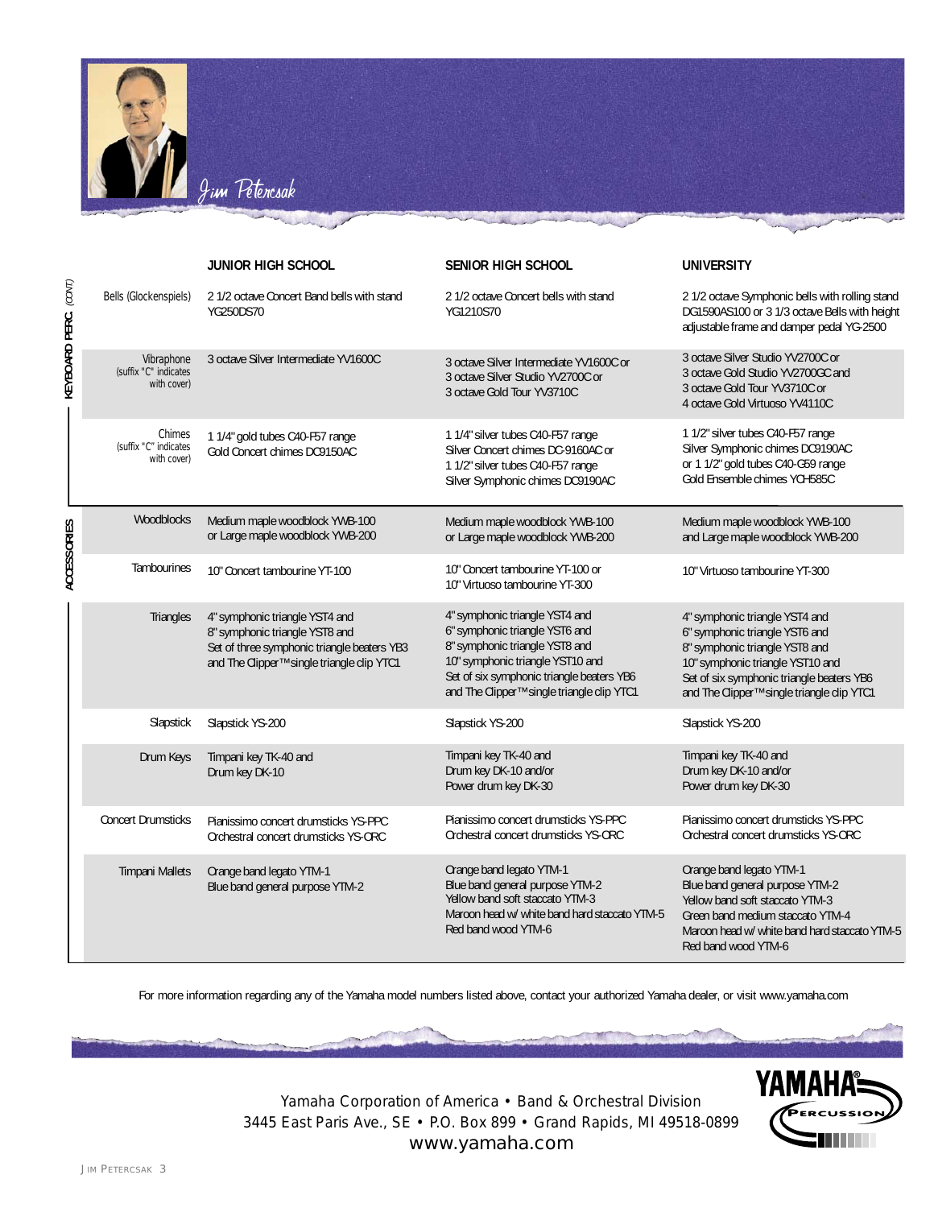Jim Petercsak

| | | JUNIOR HIGH SCHOOL | SENIOR HIGH SCHOOL | UNIVERSITY |
|---|---|---|---|---|
| KEYBOARD PERC. (CONT) | Bells (Glockenspiels) | 2 1/2 octave Concert Band bells with stand YG250DS70 | 2 1/2 octave Concert bells with stand YG1210S70 | 2 1/2 octave Symphonic bells with rolling stand DG1590AS100 or 3 1/3 octave Bells with height adjustable frame and damper pedal YG-2500 |
| | Vibraphone (suffix "C" indicates with cover) | 3 octave Silver Intermediate YV1600C | 3 octave Silver Intermediate YV1600C or 3 octave Silver Studio YV2700C or 3 octave Gold Tour YV3710C | 3 octave Silver Studio YV2700C or 3 octave Gold Studio YV2700GC and 3 octave Gold Tour YV3710C or 4 octave Gold Virtuoso YV4110C |
| | Chimes (suffix "C" indicates with cover) | 1 1/4" gold tubes C40-F57 range Gold Concert chimes DC9150AC | 1 1/4" silver tubes C40-F57 range Silver Concert chimes DC-9160AC or 1 1/2" silver tubes C40-F57 range Silver Symphonic chimes DC9190AC | 1 1/2" silver tubes C40-F57 range Silver Symphonic chimes DC9190AC or 1 1/2" gold tubes C40-G59 range Gold Ensemble chimes YCH585C |
| ACCESSORIES | Woodblocks | Medium maple woodblock YWB-100 or Large maple woodblock YWB-200 | Medium maple woodblock YWB-100 or Large maple woodblock YWB-200 | Medium maple woodblock YWB-100 and Large maple woodblock YWB-200 |
| | Tambourines | 10" Concert tambourine YT-100 | 10" Concert tambourine YT-100 or 10" Virtuoso tambourine YT-300 | 10" Virtuoso tambourine YT-300 |
| | Triangles | 4" symphonic triangle YST4 and 8" symphonic triangle YST8 and Set of three symphonic triangle beaters YB3 and The Clipper™ single triangle clip YTC1 | 4" symphonic triangle YST4 and 6" symphonic triangle YST6 and 8" symphonic triangle YST8 and 10" symphonic triangle YST10 and Set of six symphonic triangle beaters YB6 and The Clipper™ single triangle clip YTC1 | 4" symphonic triangle YST4 and 6" symphonic triangle YST6 and 8" symphonic triangle YST8 and 10" symphonic triangle YST10 and Set of six symphonic triangle beaters YB6 and The Clipper™ single triangle clip YTC1 |
| | Slapstick | Slapstick YS-200 | Slapstick YS-200 | Slapstick YS-200 |
| | Drum Keys | Timpani key TK-40 and Drum key DK-10 | Timpani key TK-40 and Drum key DK-10 and/or Power drum key DK-30 | Timpani key TK-40 and Drum key DK-10 and/or Power drum key DK-30 |
| | Concert Drumsticks | Pianissimo concert drumsticks YS-PPC Orchestral concert drumsticks YS-ORC | Pianissimo concert drumsticks YS-PPC Orchestral concert drumsticks YS-ORC | Pianissimo concert drumsticks YS-PPC Orchestral concert drumsticks YS-ORC |
| | Timpani Mallets | Orange band legato YTM-1 Blue band general purpose YTM-2 | Orange band legato YTM-1 Blue band general purpose YTM-2 Yellow band soft staccato YTM-3 Maroon head w/ white band hard staccato YTM-5 Red band wood YTM-6 | Orange band legato YTM-1 Blue band general purpose YTM-2 Yellow band soft staccato YTM-3 Green band medium staccato YTM-4 Maroon head w/ white band hard staccato YTM-5 Red band wood YTM-6 |

For more information regarding any of the Yamaha model numbers listed above, contact your authorized Yamaha dealer, or visit www.yamaha.com

Yamaha Corporation of America • Band & Orchestral Division
3445 East Paris Ave., SE • P.O. Box 899 • Grand Rapids, MI 49518-0899
www.yamaha.com

YAMAHA® PERCUSSION